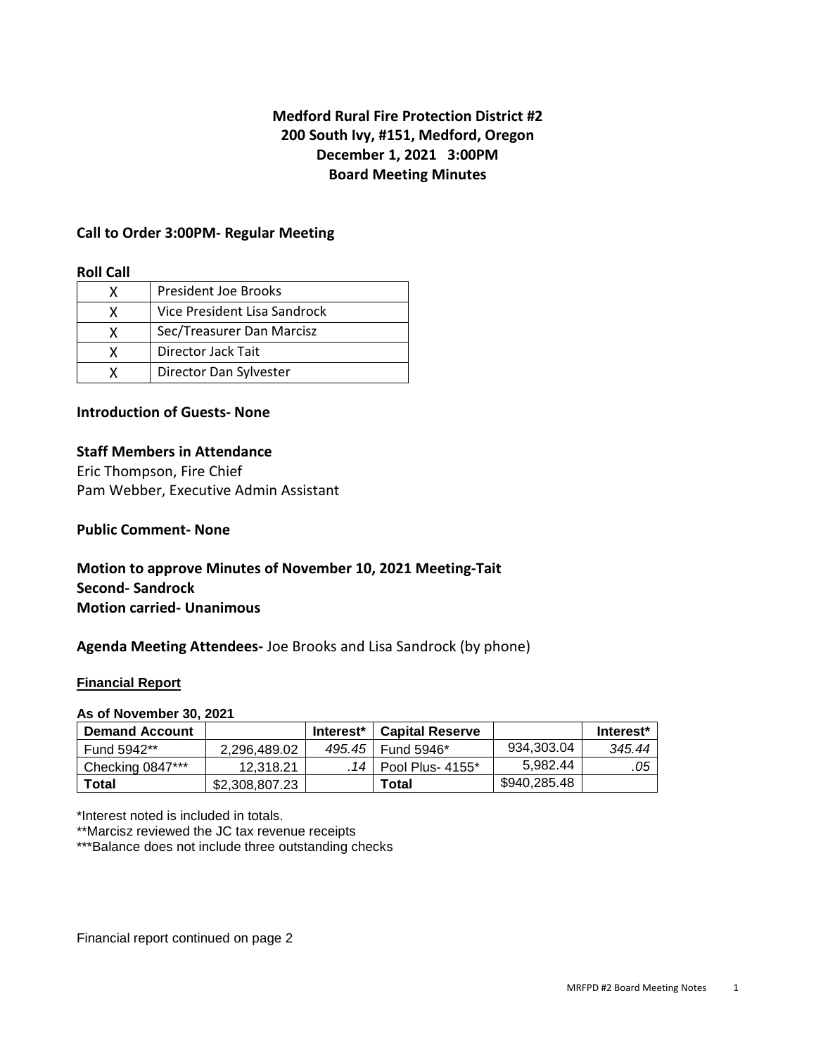**Medford Rural Fire Protection District #2**
**200 South Ivy, #151, Medford, Oregon**
**December 1, 2021 3:00PM**
**Board Meeting Minutes**

## Call to Order 3:00PM- Regular Meeting

**Roll Call**

| | |
|---|---|
| X | President Joe Brooks |
| X | Vice President Lisa Sandrock |
| X | Sec/Treasurer Dan Marcisz |
| X | Director Jack Tait |
| X | Director Dan Sylvester |

## Introduction of Guests- None

## Staff Members in Attendance

Eric Thompson, Fire Chief
Pam Webber, Executive Admin Assistant

## Public Comment- None

## Motion to approve Minutes of November 10, 2021 Meeting-Tait
## Second- Sandrock
## Motion carried- Unanimous

**Agenda Meeting Attendees-** Joe Brooks and Lisa Sandrock (by phone)

**Financial Report**

**As of November 30, 2021**

| Demand Account | | Interest* | Capital Reserve | | Interest* |
|---|---|---|---|---|---|
| Fund 5942** | 2,296,489.02 | *495.45* | Fund 5946* | 934,303.04 | *345.44* |
| Checking 0847*** | 12,318.21 | *.14* | Pool Plus- 4155* | 5,982.44 | *.05* |
| **Total** | $2,308,807.23 | | **Total** | $940,285.48 | |

*Interest noted is included in totals.
**Marcisz reviewed the JC tax revenue receipts
***Balance does not include three outstanding checks

Financial report continued on page 2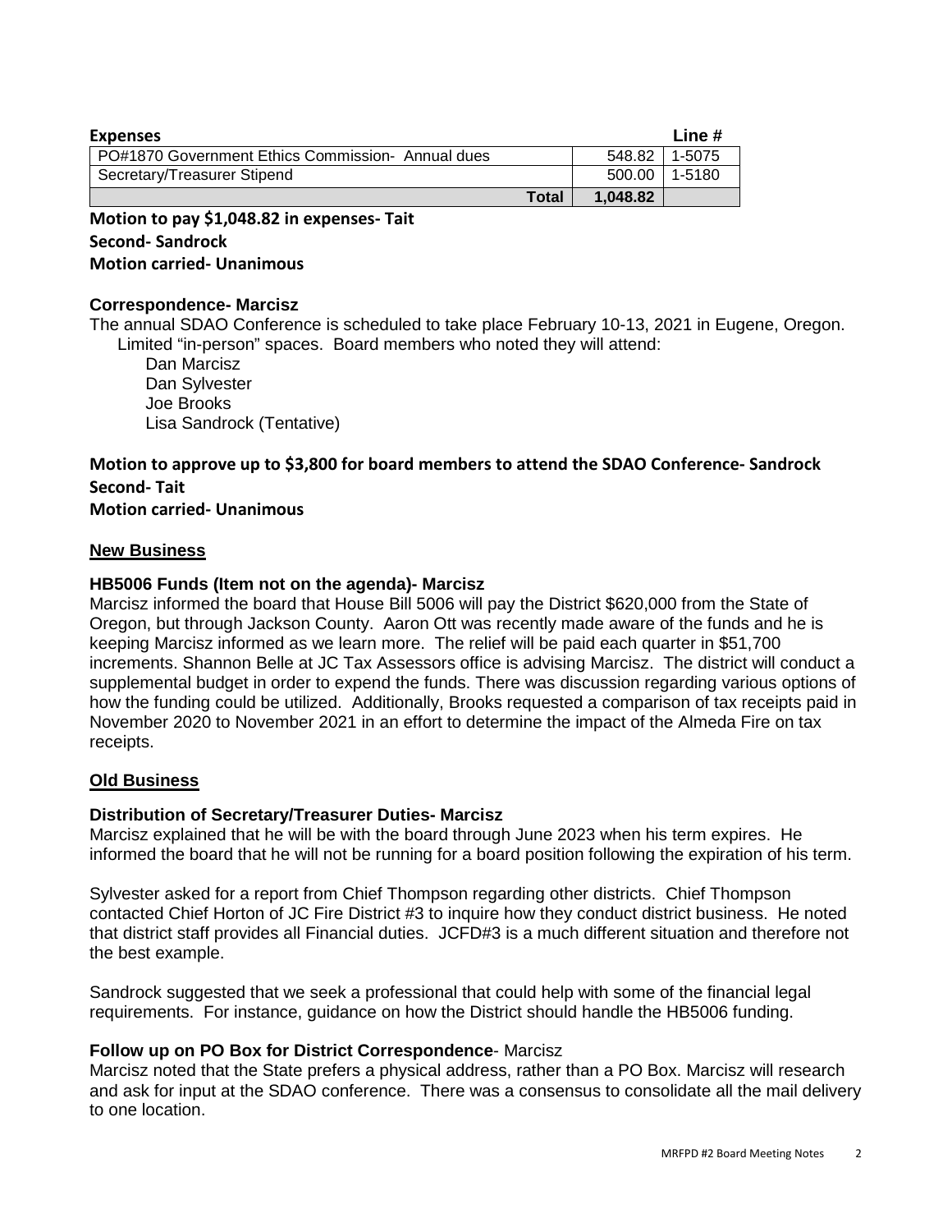| Expenses | | Line # |
|---|---|---|
| PO#1870 Government Ethics Commission- Annual dues | 548.82 | 1-5075 |
| Secretary/Treasurer Stipend | 500.00 | 1-5180 |
| **Total** | **1,048.82** | |

**Motion to pay $1,048.82 in expenses- Tait**
**Second- Sandrock**
**Motion carried- Unanimous**

**Correspondence- Marcisz**

The annual SDAO Conference is scheduled to take place February 10-13, 2021 in Eugene, Oregon. Limited "in-person" spaces. Board members who noted they will attend:

- Dan Marcisz
- Dan Sylvester
- Joe Brooks
- Lisa Sandrock (Tentative)

**Motion to approve up to $3,800 for board members to attend the SDAO Conference- Sandrock**
**Second- Tait**
**Motion carried- Unanimous**

## New Business

**HB5006 Funds (Item not on the agenda)- Marcisz**

Marcisz informed the board that House Bill 5006 will pay the District $620,000 from the State of Oregon, but through Jackson County. Aaron Ott was recently made aware of the funds and he is keeping Marcisz informed as we learn more. The relief will be paid each quarter in $51,700 increments. Shannon Belle at JC Tax Assessors office is advising Marcisz. The district will conduct a supplemental budget in order to expend the funds. There was discussion regarding various options of how the funding could be utilized. Additionally, Brooks requested a comparison of tax receipts paid in November 2020 to November 2021 in an effort to determine the impact of the Almeda Fire on tax receipts.

## Old Business

**Distribution of Secretary/Treasurer Duties- Marcisz**

Marcisz explained that he will be with the board through June 2023 when his term expires. He informed the board that he will not be running for a board position following the expiration of his term.

Sylvester asked for a report from Chief Thompson regarding other districts. Chief Thompson contacted Chief Horton of JC Fire District #3 to inquire how they conduct district business. He noted that district staff provides all Financial duties. JCFD#3 is a much different situation and therefore not the best example.

Sandrock suggested that we seek a professional that could help with some of the financial legal requirements. For instance, guidance on how the District should handle the HB5006 funding.

**Follow up on PO Box for District Correspondence**- Marcisz

Marcisz noted that the State prefers a physical address, rather than a PO Box. Marcisz will research and ask for input at the SDAO conference. There was a consensus to consolidate all the mail delivery to one location.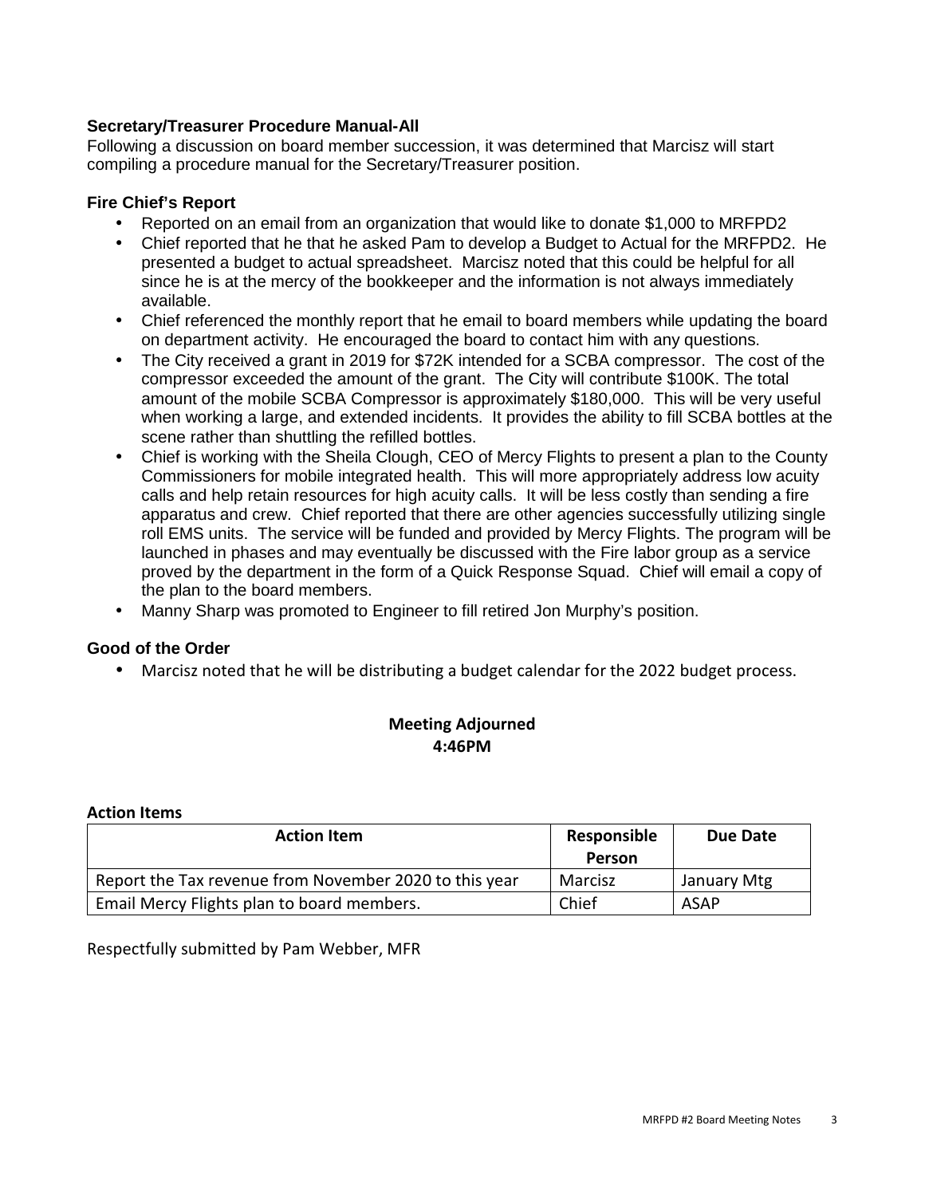### Secretary/Treasurer Procedure Manual-All

Following a discussion on board member succession, it was determined that Marcisz will start compiling a procedure manual for the Secretary/Treasurer position.

### Fire Chief's Report

- Reported on an email from an organization that would like to donate $1,000 to MRFPD2
- Chief reported that he that he asked Pam to develop a Budget to Actual for the MRFPD2. He presented a budget to actual spreadsheet. Marcisz noted that this could be helpful for all since he is at the mercy of the bookkeeper and the information is not always immediately available.
- Chief referenced the monthly report that he email to board members while updating the board on department activity. He encouraged the board to contact him with any questions.
- The City received a grant in 2019 for $72K intended for a SCBA compressor. The cost of the compressor exceeded the amount of the grant. The City will contribute $100K. The total amount of the mobile SCBA Compressor is approximately $180,000. This will be very useful when working a large, and extended incidents. It provides the ability to fill SCBA bottles at the scene rather than shuttling the refilled bottles.
- Chief is working with the Sheila Clough, CEO of Mercy Flights to present a plan to the County Commissioners for mobile integrated health. This will more appropriately address low acuity calls and help retain resources for high acuity calls. It will be less costly than sending a fire apparatus and crew. Chief reported that there are other agencies successfully utilizing single roll EMS units. The service will be funded and provided by Mercy Flights. The program will be launched in phases and may eventually be discussed with the Fire labor group as a service proved by the department in the form of a Quick Response Squad. Chief will email a copy of the plan to the board members.
- Manny Sharp was promoted to Engineer to fill retired Jon Murphy's position.

### Good of the Order

- Marcisz noted that he will be distributing a budget calendar for the 2022 budget process.

**Meeting Adjourned**
**4:46PM**

**Action Items**

| Action Item | Responsible Person | Due Date |
|---|---|---|
| Report the Tax revenue from November 2020 to this year | Marcisz | January Mtg |
| Email Mercy Flights plan to board members. | Chief | ASAP |

Respectfully submitted by Pam Webber, MFR